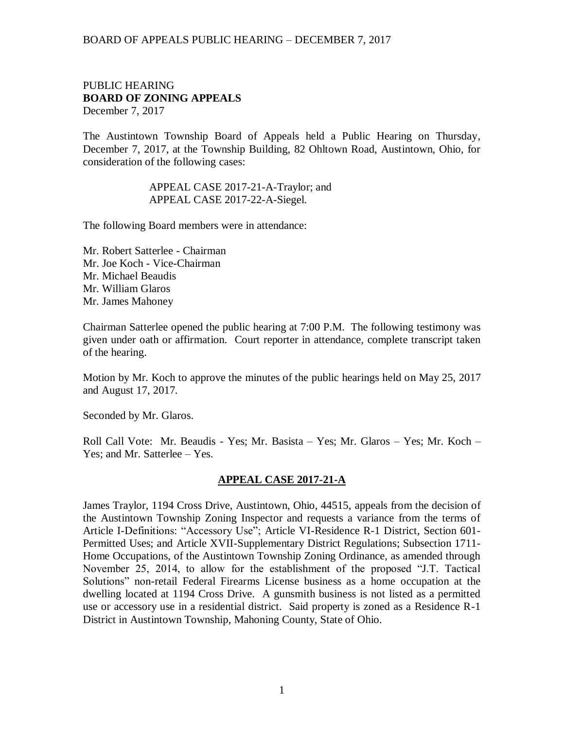PUBLIC HEARING
**BOARD OF ZONING APPEALS**
December 7, 2017

The Austintown Township Board of Appeals held a Public Hearing on Thursday, December 7, 2017, at the Township Building, 82 Ohltown Road, Austintown, Ohio, for consideration of the following cases:

APPEAL CASE 2017-21-A-Traylor; and
APPEAL CASE 2017-22-A-Siegel.

The following Board members were in attendance:

Mr. Robert Satterlee - Chairman
Mr. Joe Koch - Vice-Chairman
Mr. Michael Beaudis
Mr. William Glaros
Mr. James Mahoney

Chairman Satterlee opened the public hearing at 7:00 P.M. The following testimony was given under oath or affirmation. Court reporter in attendance, complete transcript taken of the hearing.

Motion by Mr. Koch to approve the minutes of the public hearings held on May 25, 2017 and August 17, 2017.

Seconded by Mr. Glaros.

Roll Call Vote: Mr. Beaudis - Yes; Mr. Basista – Yes; Mr. Glaros – Yes; Mr. Koch – Yes; and Mr. Satterlee – Yes.

## **APPEAL CASE 2017-21-A**

James Traylor, 1194 Cross Drive, Austintown, Ohio, 44515, appeals from the decision of the Austintown Township Zoning Inspector and requests a variance from the terms of Article I-Definitions: "Accessory Use"; Article VI-Residence R-1 District, Section 601-Permitted Uses; and Article XVII-Supplementary District Regulations; Subsection 1711-Home Occupations, of the Austintown Township Zoning Ordinance, as amended through November 25, 2014, to allow for the establishment of the proposed "J.T. Tactical Solutions" non-retail Federal Firearms License business as a home occupation at the dwelling located at 1194 Cross Drive. A gunsmith business is not listed as a permitted use or accessory use in a residential district. Said property is zoned as a Residence R-1 District in Austintown Township, Mahoning County, State of Ohio.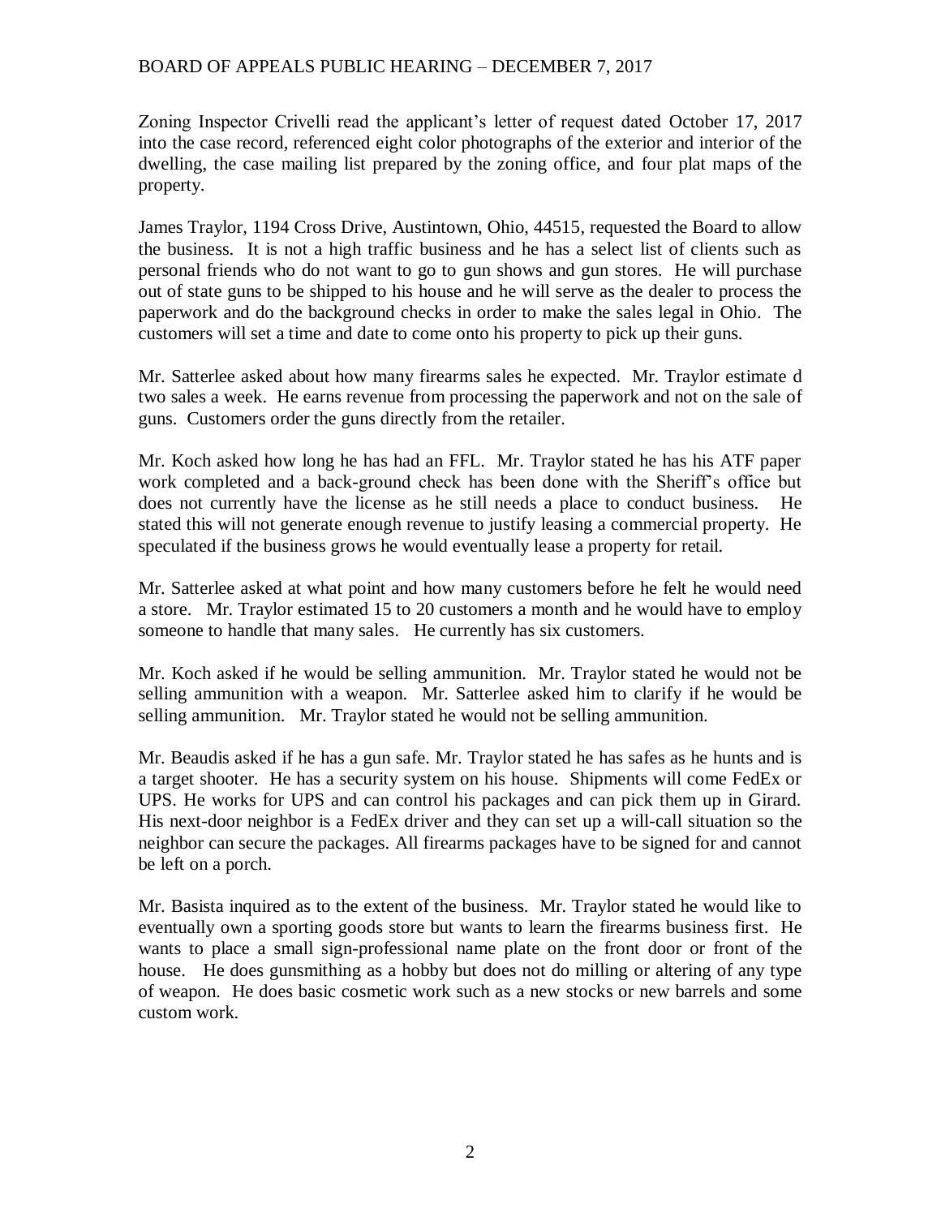Zoning Inspector Crivelli read the applicant's letter of request dated October 17, 2017 into the case record, referenced eight color photographs of the exterior and interior of the dwelling, the case mailing list prepared by the zoning office, and four plat maps of the property.

James Traylor, 1194 Cross Drive, Austintown, Ohio, 44515, requested the Board to allow the business. It is not a high traffic business and he has a select list of clients such as personal friends who do not want to go to gun shows and gun stores. He will purchase out of state guns to be shipped to his house and he will serve as the dealer to process the paperwork and do the background checks in order to make the sales legal in Ohio. The customers will set a time and date to come onto his property to pick up their guns.

Mr. Satterlee asked about how many firearms sales he expected. Mr. Traylor estimate d two sales a week. He earns revenue from processing the paperwork and not on the sale of guns. Customers order the guns directly from the retailer.

Mr. Koch asked how long he has had an FFL. Mr. Traylor stated he has his ATF paper work completed and a back-ground check has been done with the Sheriff's office but does not currently have the license as he still needs a place to conduct business. He stated this will not generate enough revenue to justify leasing a commercial property. He speculated if the business grows he would eventually lease a property for retail.

Mr. Satterlee asked at what point and how many customers before he felt he would need a store. Mr. Traylor estimated 15 to 20 customers a month and he would have to employ someone to handle that many sales. He currently has six customers.

Mr. Koch asked if he would be selling ammunition. Mr. Traylor stated he would not be selling ammunition with a weapon. Mr. Satterlee asked him to clarify if he would be selling ammunition. Mr. Traylor stated he would not be selling ammunition.

Mr. Beaudis asked if he has a gun safe. Mr. Traylor stated he has safes as he hunts and is a target shooter. He has a security system on his house. Shipments will come FedEx or UPS. He works for UPS and can control his packages and can pick them up in Girard. His next-door neighbor is a FedEx driver and they can set up a will-call situation so the neighbor can secure the packages. All firearms packages have to be signed for and cannot be left on a porch.

Mr. Basista inquired as to the extent of the business. Mr. Traylor stated he would like to eventually own a sporting goods store but wants to learn the firearms business first. He wants to place a small sign-professional name plate on the front door or front of the house. He does gunsmithing as a hobby but does not do milling or altering of any type of weapon. He does basic cosmetic work such as a new stocks or new barrels and some custom work.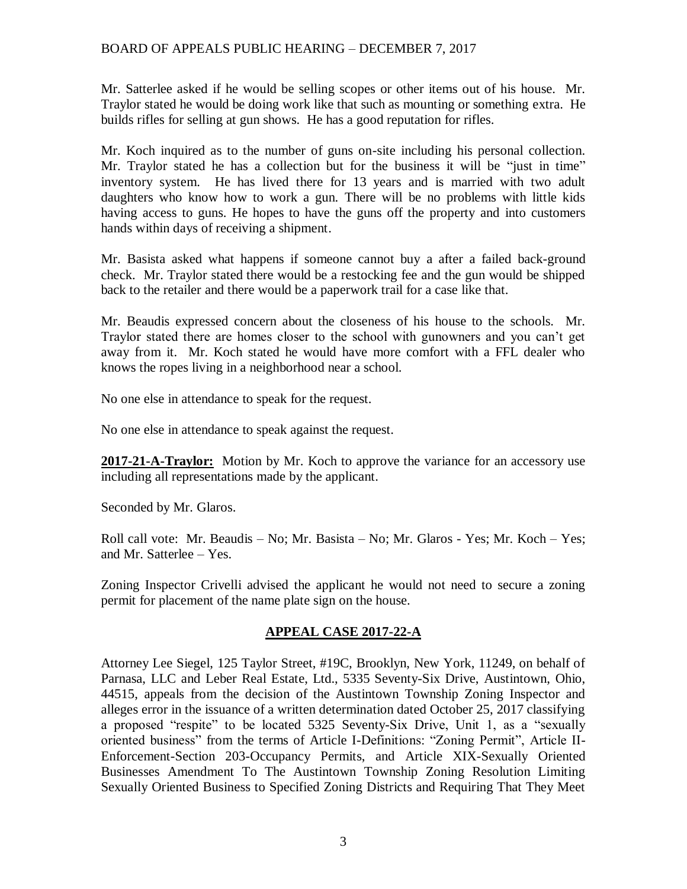Mr. Satterlee asked if he would be selling scopes or other items out of his house. Mr. Traylor stated he would be doing work like that such as mounting or something extra. He builds rifles for selling at gun shows. He has a good reputation for rifles.

Mr. Koch inquired as to the number of guns on-site including his personal collection. Mr. Traylor stated he has a collection but for the business it will be "just in time" inventory system. He has lived there for 13 years and is married with two adult daughters who know how to work a gun. There will be no problems with little kids having access to guns. He hopes to have the guns off the property and into customers hands within days of receiving a shipment.

Mr. Basista asked what happens if someone cannot buy a after a failed back-ground check. Mr. Traylor stated there would be a restocking fee and the gun would be shipped back to the retailer and there would be a paperwork trail for a case like that.

Mr. Beaudis expressed concern about the closeness of his house to the schools. Mr. Traylor stated there are homes closer to the school with gunowners and you can't get away from it. Mr. Koch stated he would have more comfort with a FFL dealer who knows the ropes living in a neighborhood near a school.

No one else in attendance to speak for the request.

No one else in attendance to speak against the request.

**2017-21-A-Traylor:** Motion by Mr. Koch to approve the variance for an accessory use including all representations made by the applicant.

Seconded by Mr. Glaros.

Roll call vote: Mr. Beaudis – No; Mr. Basista – No; Mr. Glaros - Yes; Mr. Koch – Yes; and Mr. Satterlee – Yes.

Zoning Inspector Crivelli advised the applicant he would not need to secure a zoning permit for placement of the name plate sign on the house.

## APPEAL CASE 2017-22-A

Attorney Lee Siegel, 125 Taylor Street, #19C, Brooklyn, New York, 11249, on behalf of Parnasa, LLC and Leber Real Estate, Ltd., 5335 Seventy-Six Drive, Austintown, Ohio, 44515, appeals from the decision of the Austintown Township Zoning Inspector and alleges error in the issuance of a written determination dated October 25, 2017 classifying a proposed "respite" to be located 5325 Seventy-Six Drive, Unit 1, as a "sexually oriented business" from the terms of Article I-Definitions: "Zoning Permit", Article II-Enforcement-Section 203-Occupancy Permits, and Article XIX-Sexually Oriented Businesses Amendment To The Austintown Township Zoning Resolution Limiting Sexually Oriented Business to Specified Zoning Districts and Requiring That They Meet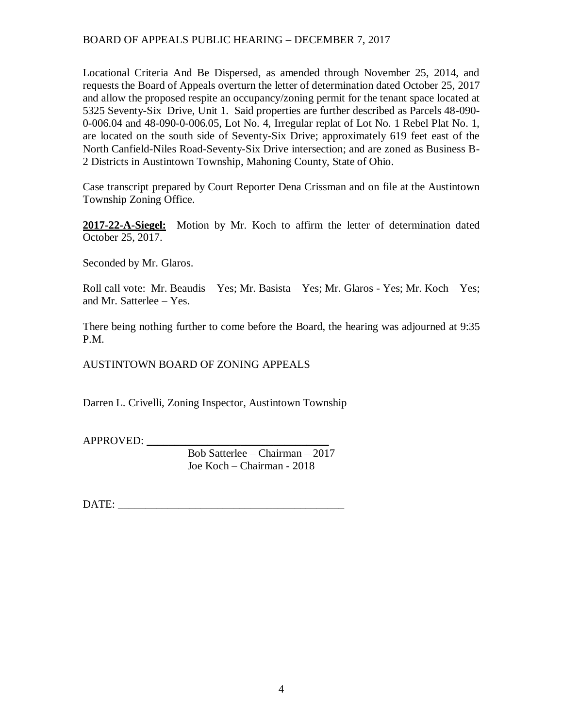Locational Criteria And Be Dispersed, as amended through November 25, 2014, and requests the Board of Appeals overturn the letter of determination dated October 25, 2017 and allow the proposed respite an occupancy/zoning permit for the tenant space located at 5325 Seventy-Six Drive, Unit 1. Said properties are further described as Parcels 48-090-0-006.04 and 48-090-0-006.05, Lot No. 4, Irregular replat of Lot No. 1 Rebel Plat No. 1, are located on the south side of Seventy-Six Drive; approximately 619 feet east of the North Canfield-Niles Road-Seventy-Six Drive intersection; and are zoned as Business B-2 Districts in Austintown Township, Mahoning County, State of Ohio.

Case transcript prepared by Court Reporter Dena Crissman and on file at the Austintown Township Zoning Office.

**2017-22-A-Siegel:** Motion by Mr. Koch to affirm the letter of determination dated October 25, 2017.

Seconded by Mr. Glaros.

Roll call vote: Mr. Beaudis – Yes; Mr. Basista – Yes; Mr. Glaros - Yes; Mr. Koch – Yes; and Mr. Satterlee – Yes.

There being nothing further to come before the Board, the hearing was adjourned at 9:35 P.M.

AUSTINTOWN BOARD OF ZONING APPEALS

Darren L. Crivelli, Zoning Inspector, Austintown Township

APPROVED: ________________________________

Bob Satterlee – Chairman – 2017
Joe Koch – Chairman - 2018

DATE: ________________________________________